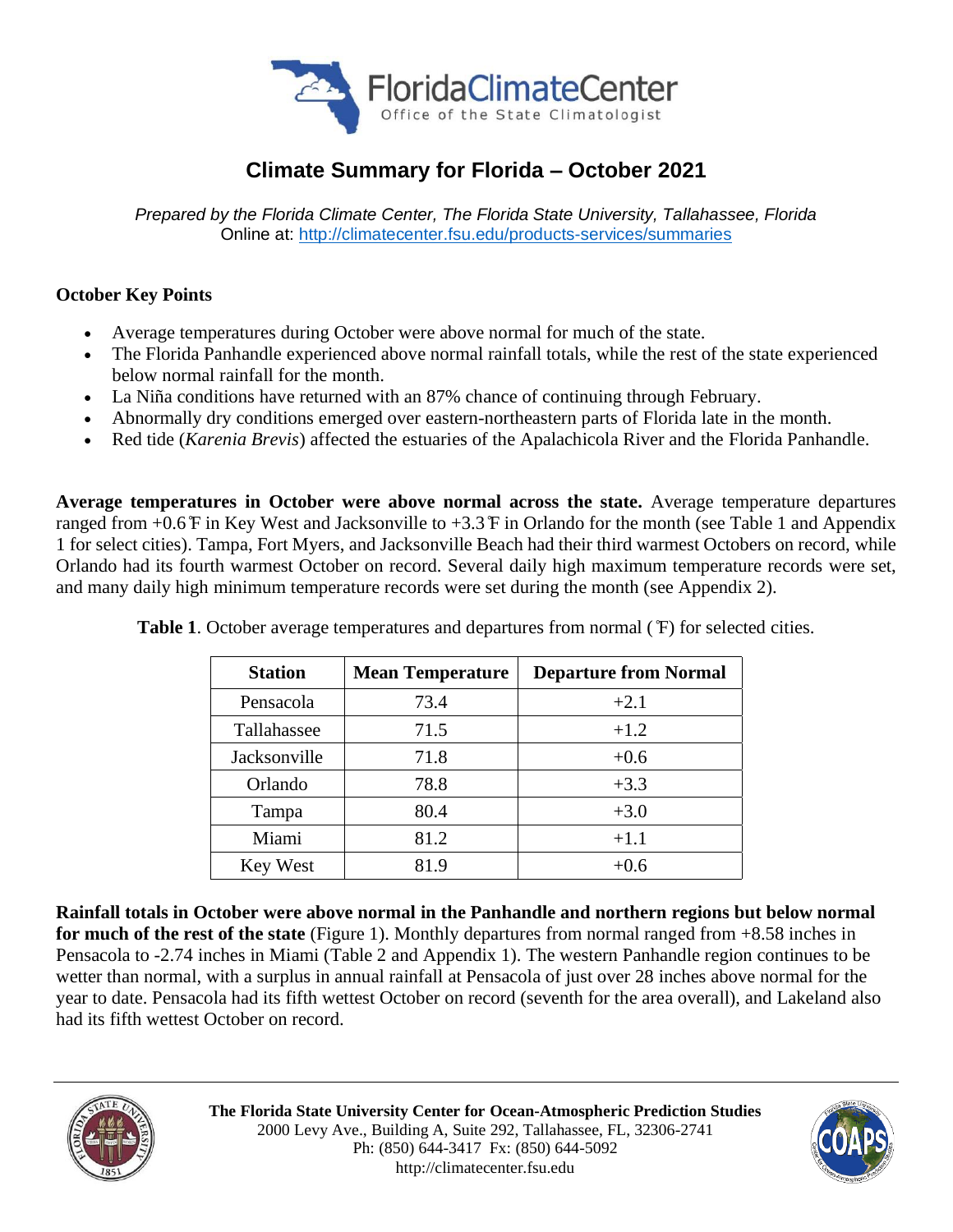# Climate Summary for Florida – October 2021

*Prepared by the Florida Climate Center, The Florida State University, Tallahassee, Florida*
Online at: http://climatecenter.fsu.edu/products-services/summaries

**October Key Points**

- Average temperatures during October were above normal for much of the state.
- The Florida Panhandle experienced above normal rainfall totals, while the rest of the state experienced below normal rainfall for the month.
- La Niña conditions have returned with an 87% chance of continuing through February.
- Abnormally dry conditions emerged over eastern-northeastern parts of Florida late in the month.
- Red tide (*Karenia Brevis*) affected the estuaries of the Apalachicola River and the Florida Panhandle.

**Average temperatures in October were above normal across the state.** Average temperature departures ranged from +0.6 ̊F in Key West and Jacksonville to +3.3 ̊F in Orlando for the month (see Table 1 and Appendix 1 for select cities). Tampa, Fort Myers, and Jacksonville Beach had their third warmest Octobers on record, while Orlando had its fourth warmest October on record. Several daily high maximum temperature records were set, and many daily high minimum temperature records were set during the month (see Appendix 2).

**Table 1**. October average temperatures and departures from normal ( ̊F) for selected cities.

| Station | Mean Temperature | Departure from Normal |
|---|---|---|
| Pensacola | 73.4 | +2.1 |
| Tallahassee | 71.5 | +1.2 |
| Jacksonville | 71.8 | +0.6 |
| Orlando | 78.8 | +3.3 |
| Tampa | 80.4 | +3.0 |
| Miami | 81.2 | +1.1 |
| Key West | 81.9 | +0.6 |

**Rainfall totals in October were above normal in the Panhandle and northern regions but below normal for much of the rest of the state** (Figure 1). Monthly departures from normal ranged from +8.58 inches in Pensacola to -2.74 inches in Miami (Table 2 and Appendix 1). The western Panhandle region continues to be wetter than normal, with a surplus in annual rainfall at Pensacola of just over 28 inches above normal for the year to date. Pensacola had its fifth wettest October on record (seventh for the area overall), and Lakeland also had its fifth wettest October on record.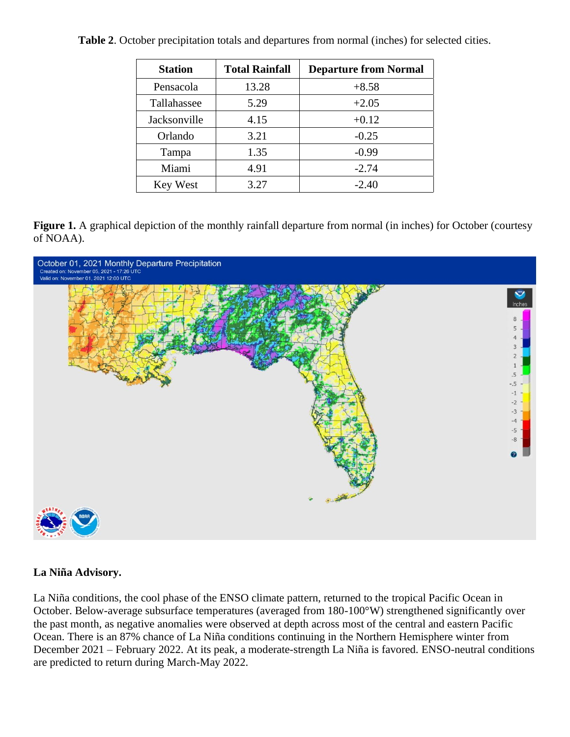**Table 2**. October precipitation totals and departures from normal (inches) for selected cities.

| Station | Total Rainfall | Departure from Normal |
|---|---|---|
| Pensacola | 13.28 | +8.58 |
| Tallahassee | 5.29 | +2.05 |
| Jacksonville | 4.15 | +0.12 |
| Orlando | 3.21 | -0.25 |
| Tampa | 1.35 | -0.99 |
| Miami | 4.91 | -2.74 |
| Key West | 3.27 | -2.40 |

**Figure 1.** A graphical depiction of the monthly rainfall departure from normal (in inches) for October (courtesy of NOAA).

**La Niña Advisory.**

La Niña conditions, the cool phase of the ENSO climate pattern, returned to the tropical Pacific Ocean in October. Below-average subsurface temperatures (averaged from 180-100°W) strengthened significantly over the past month, as negative anomalies were observed at depth across most of the central and eastern Pacific Ocean. There is an 87% chance of La Niña conditions continuing in the Northern Hemisphere winter from December 2021 – February 2022. At its peak, a moderate-strength La Niña is favored. ENSO-neutral conditions are predicted to return during March-May 2022.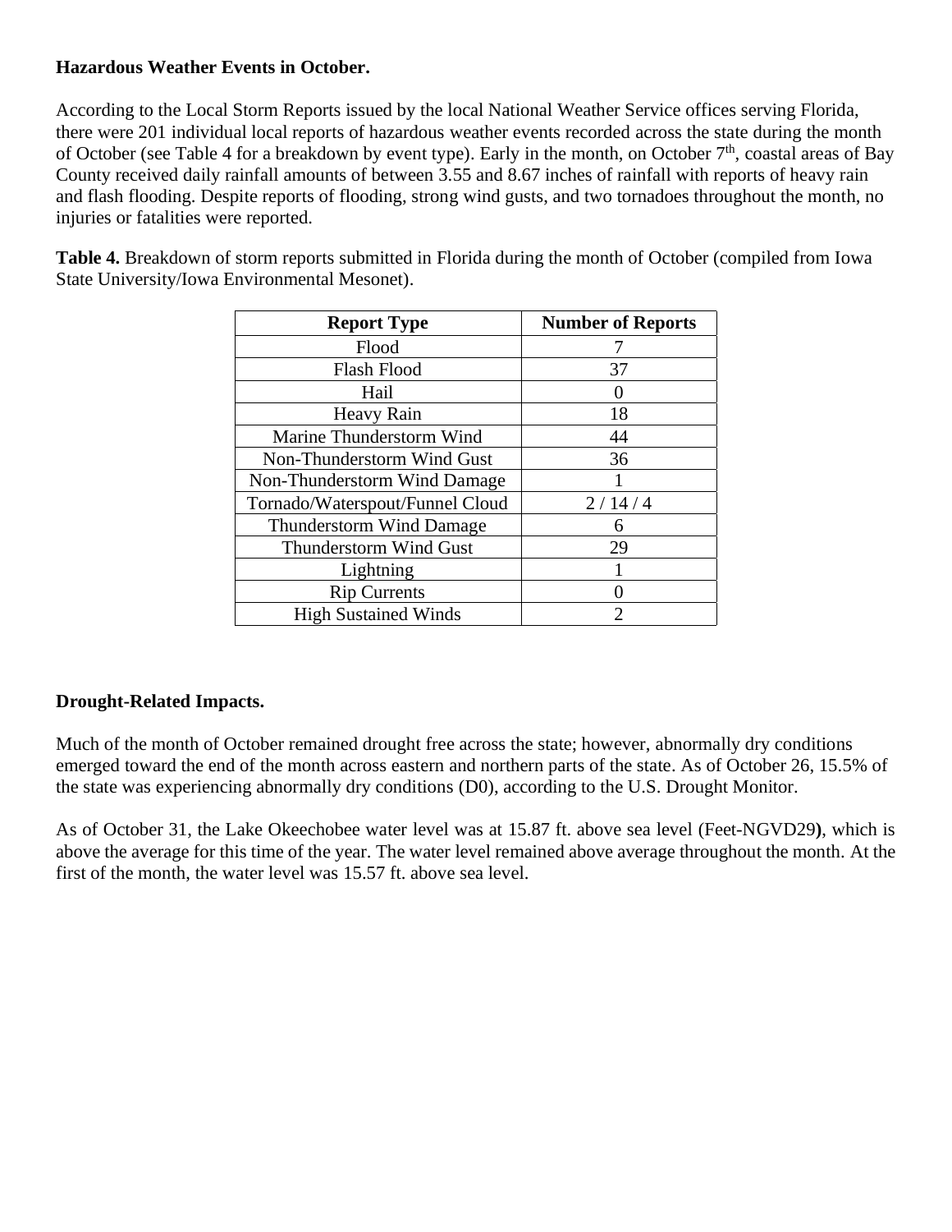**Hazardous Weather Events in October.**

According to the Local Storm Reports issued by the local National Weather Service offices serving Florida, there were 201 individual local reports of hazardous weather events recorded across the state during the month of October (see Table 4 for a breakdown by event type). Early in the month, on October 7th, coastal areas of Bay County received daily rainfall amounts of between 3.55 and 8.67 inches of rainfall with reports of heavy rain and flash flooding. Despite reports of flooding, strong wind gusts, and two tornadoes throughout the month, no injuries or fatalities were reported.

**Table 4.** Breakdown of storm reports submitted in Florida during the month of October (compiled from Iowa State University/Iowa Environmental Mesonet).

| Report Type | Number of Reports |
|---|---|
| Flood | 7 |
| Flash Flood | 37 |
| Hail | 0 |
| Heavy Rain | 18 |
| Marine Thunderstorm Wind | 44 |
| Non-Thunderstorm Wind Gust | 36 |
| Non-Thunderstorm Wind Damage | 1 |
| Tornado/Waterspout/Funnel Cloud | 2 / 14 / 4 |
| Thunderstorm Wind Damage | 6 |
| Thunderstorm Wind Gust | 29 |
| Lightning | 1 |
| Rip Currents | 0 |
| High Sustained Winds | 2 |

**Drought-Related Impacts.**

Much of the month of October remained drought free across the state; however, abnormally dry conditions emerged toward the end of the month across eastern and northern parts of the state. As of October 26, 15.5% of the state was experiencing abnormally dry conditions (D0), according to the U.S. Drought Monitor.

As of October 31, the Lake Okeechobee water level was at 15.87 ft. above sea level (Feet-NGVD29**)**, which is above the average for this time of the year. The water level remained above average throughout the month. At the first of the month, the water level was 15.57 ft. above sea level.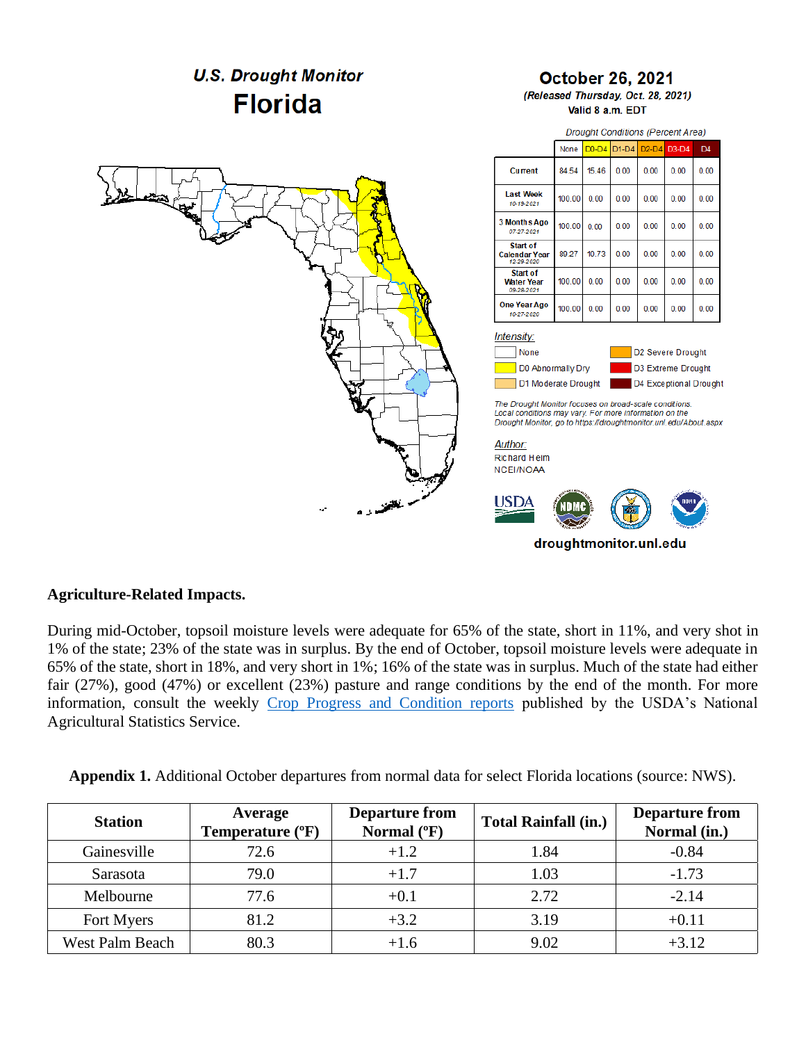**U.S. Drought Monitor**
**Florida**

**October 26, 2021**
*(Released Thursday, Oct. 28, 2021)*
Valid 8 a.m. EDT

*Drought Conditions (Percent Area)*

| | None | D0-D4 | D1-D4 | D2-D4 | D3-D4 | D4 |
|---|---|---|---|---|---|---|
| Current | 84.54 | 15.46 | 0.00 | 0.00 | 0.00 | 0.00 |
| Last Week 10-19-2021 | 100.00 | 0.00 | 0.00 | 0.00 | 0.00 | 0.00 |
| 3 Months Ago 07-27-2021 | 100.00 | 0.00 | 0.00 | 0.00 | 0.00 | 0.00 |
| Start of Calendar Year 12-29-2020 | 89.27 | 10.73 | 0.00 | 0.00 | 0.00 | 0.00 |
| Start of Water Year 09-28-2021 | 100.00 | 0.00 | 0.00 | 0.00 | 0.00 | 0.00 |
| One Year Ago 10-27-2020 | 100.00 | 0.00 | 0.00 | 0.00 | 0.00 | 0.00 |

*Intensity:*
- None
- D0 Abnormally Dry
- D1 Moderate Drought
- D2 Severe Drought
- D3 Extreme Drought
- D4 Exceptional Drought

*The Drought Monitor focuses on broad-scale conditions. Local conditions may vary. For more information on the Drought Monitor, go to https://droughtmonitor.unl.edu/About.aspx*

*Author:*
Richard Heim
NCEI/NOAA

droughtmonitor.unl.edu

**Agriculture-Related Impacts.**

During mid-October, topsoil moisture levels were adequate for 65% of the state, short in 11%, and very shot in 1% of the state; 23% of the state was in surplus. By the end of October, topsoil moisture levels were adequate in 65% of the state, short in 18%, and very short in 1%; 16% of the state was in surplus. Much of the state had either fair (27%), good (47%) or excellent (23%) pasture and range conditions by the end of the month. For more information, consult the weekly Crop Progress and Condition reports published by the USDA's National Agricultural Statistics Service.

**Appendix 1.** Additional October departures from normal data for select Florida locations (source: NWS).

| Station | Average Temperature (ºF) | Departure from Normal (ºF) | Total Rainfall (in.) | Departure from Normal (in.) |
|---|---|---|---|---|
| Gainesville | 72.6 | +1.2 | 1.84 | -0.84 |
| Sarasota | 79.0 | +1.7 | 1.03 | -1.73 |
| Melbourne | 77.6 | +0.1 | 2.72 | -2.14 |
| Fort Myers | 81.2 | +3.2 | 3.19 | +0.11 |
| West Palm Beach | 80.3 | +1.6 | 9.02 | +3.12 |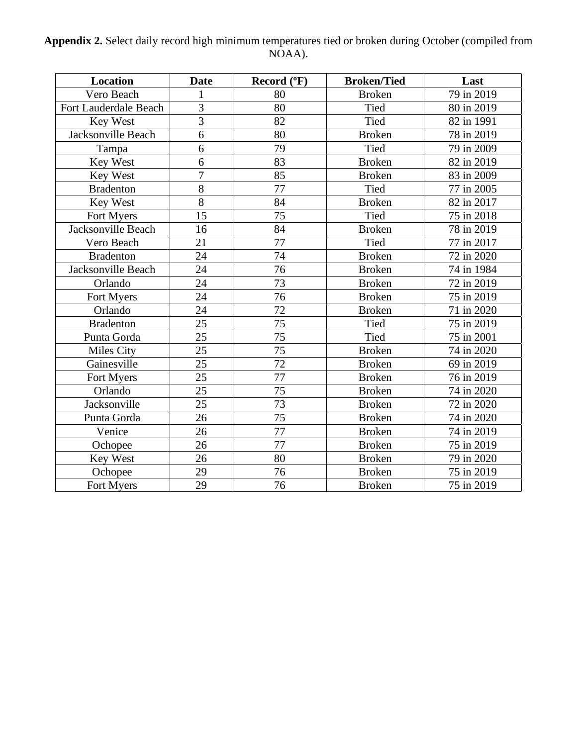**Appendix 2.** Select daily record high minimum temperatures tied or broken during October (compiled from NOAA).

| Location | Date | Record (ºF) | Broken/Tied | Last |
|---|---|---|---|---|
| Vero Beach | 1 | 80 | Broken | 79 in 2019 |
| Fort Lauderdale Beach | 3 | 80 | Tied | 80 in 2019 |
| Key West | 3 | 82 | Tied | 82 in 1991 |
| Jacksonville Beach | 6 | 80 | Broken | 78 in 2019 |
| Tampa | 6 | 79 | Tied | 79 in 2009 |
| Key West | 6 | 83 | Broken | 82 in 2019 |
| Key West | 7 | 85 | Broken | 83 in 2009 |
| Bradenton | 8 | 77 | Tied | 77 in 2005 |
| Key West | 8 | 84 | Broken | 82 in 2017 |
| Fort Myers | 15 | 75 | Tied | 75 in 2018 |
| Jacksonville Beach | 16 | 84 | Broken | 78 in 2019 |
| Vero Beach | 21 | 77 | Tied | 77 in 2017 |
| Bradenton | 24 | 74 | Broken | 72 in 2020 |
| Jacksonville Beach | 24 | 76 | Broken | 74 in 1984 |
| Orlando | 24 | 73 | Broken | 72 in 2019 |
| Fort Myers | 24 | 76 | Broken | 75 in 2019 |
| Orlando | 24 | 72 | Broken | 71 in 2020 |
| Bradenton | 25 | 75 | Tied | 75 in 2019 |
| Punta Gorda | 25 | 75 | Tied | 75 in 2001 |
| Miles City | 25 | 75 | Broken | 74 in 2020 |
| Gainesville | 25 | 72 | Broken | 69 in 2019 |
| Fort Myers | 25 | 77 | Broken | 76 in 2019 |
| Orlando | 25 | 75 | Broken | 74 in 2020 |
| Jacksonville | 25 | 73 | Broken | 72 in 2020 |
| Punta Gorda | 26 | 75 | Broken | 74 in 2020 |
| Venice | 26 | 77 | Broken | 74 in 2019 |
| Ochopee | 26 | 77 | Broken | 75 in 2019 |
| Key West | 26 | 80 | Broken | 79 in 2020 |
| Ochopee | 29 | 76 | Broken | 75 in 2019 |
| Fort Myers | 29 | 76 | Broken | 75 in 2019 |